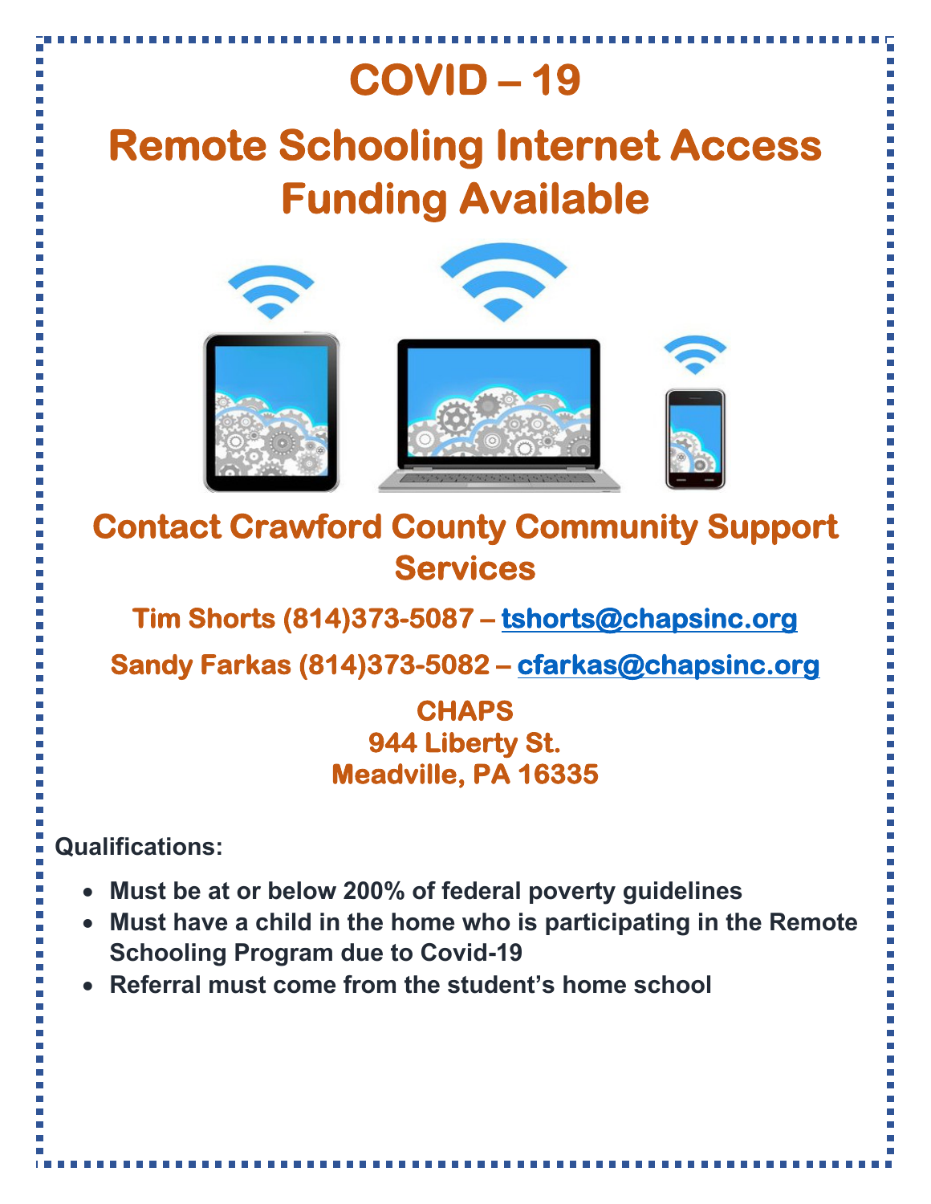# COVID – 19

# Remote Schooling Internet Access Funding Available

## Contact Crawford County Community Support Services

**Tim Shorts (814)373-5087 – tshorts@chapsinc.org**

**Sandy Farkas (814)373-5082 – cfarkas@chapsinc.org**

**CHAPS**
**944 Liberty St.**
**Meadville, PA 16335**

**Qualifications:**

- **Must be at or below 200% of federal poverty guidelines**
- **Must have a child in the home who is participating in the Remote Schooling Program due to Covid-19**
- **Referral must come from the student's home school**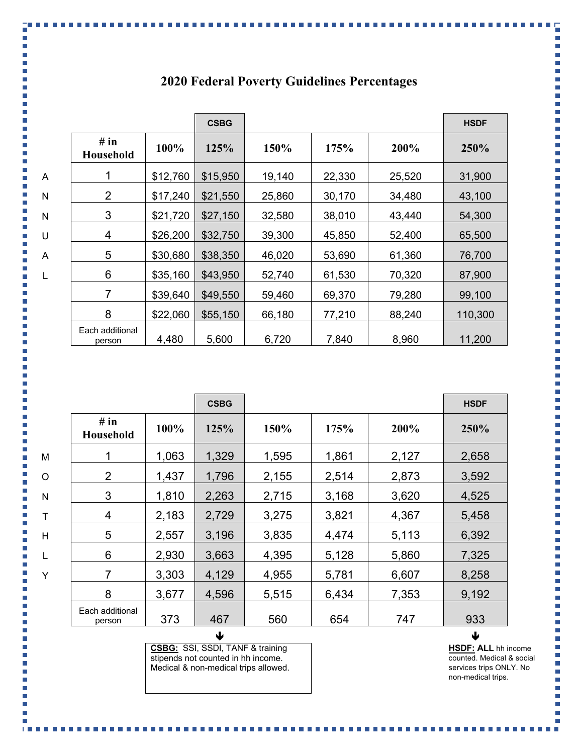# 2020 Federal Poverty Guidelines Percentages

| | | CSBG | | | | HSDF |
|---|---|---|---|---|---|---|
| # in Household | 100% | 125% | 150% | 175% | 200% | 250% |
| 1 | $12,760 | $15,950 | 19,140 | 22,330 | 25,520 | 31,900 |
| 2 | $17,240 | $21,550 | 25,860 | 30,170 | 34,480 | 43,100 |
| 3 | $21,720 | $27,150 | 32,580 | 38,010 | 43,440 | 54,300 |
| 4 | $26,200 | $32,750 | 39,300 | 45,850 | 52,400 | 65,500 |
| 5 | $30,680 | $38,350 | 46,020 | 53,690 | 61,360 | 76,700 |
| 6 | $35,160 | $43,950 | 52,740 | 61,530 | 70,320 | 87,900 |
| 7 | $39,640 | $49,550 | 59,460 | 69,370 | 79,280 | 99,100 |
| 8 | $22,060 | $55,150 | 66,180 | 77,210 | 88,240 | 110,300 |
| Each additional person | 4,480 | 5,600 | 6,720 | 7,840 | 8,960 | 11,200 |

ANNUAL

| | | CSBG | | | | HSDF |
|---|---|---|---|---|---|---|
| # in Household | 100% | 125% | 150% | 175% | 200% | 250% |
| 1 | 1,063 | 1,329 | 1,595 | 1,861 | 2,127 | 2,658 |
| 2 | 1,437 | 1,796 | 2,155 | 2,514 | 2,873 | 3,592 |
| 3 | 1,810 | 2,263 | 2,715 | 3,168 | 3,620 | 4,525 |
| 4 | 2,183 | 2,729 | 3,275 | 3,821 | 4,367 | 5,458 |
| 5 | 2,557 | 3,196 | 3,835 | 4,474 | 5,113 | 6,392 |
| 6 | 2,930 | 3,663 | 4,395 | 5,128 | 5,860 | 7,325 |
| 7 | 3,303 | 4,129 | 4,955 | 5,781 | 6,607 | 8,258 |
| 8 | 3,677 | 4,596 | 5,515 | 6,434 | 7,353 | 9,192 |
| Each additional person | 373 | 467 | 560 | 654 | 747 | 933 |

MONTHLY

**CSBG:** SSI, SSDI, TANF & training stipends not counted in hh income. Medical & non-medical trips allowed.

**HSDF: ALL** hh income counted. Medical & social services trips ONLY. No non-medical trips.